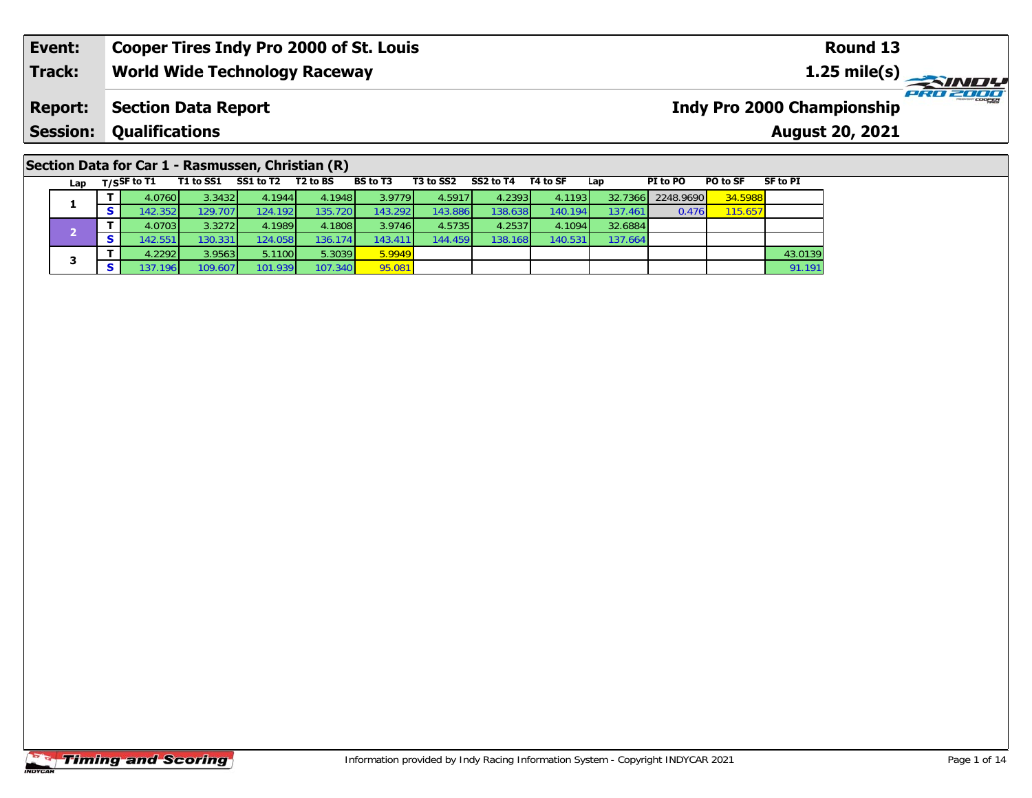| Event: | Cooper Tires Indy Pro 2000 of St. Louis | Round 13 |
|---|---|---|
| Track: | World Wide Technology Raceway | 1.25 mile(s) |
| Report: | Section Data Report | Indy Pro 2000 Championship |
| Session: | Qualifications | August 20, 2021 |

## Section Data for Car 1 - Rasmussen, Christian (R)

| Lap | T/S | SF to T1 | T1 to SS1 | SS1 to T2 | T2 to BS | BS to T3 | T3 to SS2 | SS2 to T4 | T4 to SF | Lap | PI to PO | PO to SF | SF to PI |
|---|---|---|---|---|---|---|---|---|---|---|---|---|---|
| 1 | T | 4.0760 | 3.3432 | 4.1944 | 4.1948 | 3.9779 | 4.5917 | 4.2393 | 4.1193 | 32.7366 | 2248.9690 | 34.5988 | |
| | S | 142.352 | 129.707 | 124.192 | 135.720 | 143.292 | 143.886 | 138.638 | 140.194 | 137.461 | 0.476 | 115.657 | |
| 2 | T | 4.0703 | 3.3272 | 4.1989 | 4.1808 | 3.9746 | 4.5735 | 4.2537 | 4.1094 | 32.6884 | | | |
| | S | 142.551 | 130.331 | 124.058 | 136.174 | 143.411 | 144.459 | 138.168 | 140.531 | 137.664 | | | |
| 3 | T | 4.2292 | 3.9563 | 5.1100 | 5.3039 | 5.9949 | | | | | | | 43.0139 |
| | S | 137.196 | 109.607 | 101.939 | 107.340 | 95.081 | | | | | | | 91.191 |

Information provided by Indy Racing Information System - Copyright INDYCAR 2021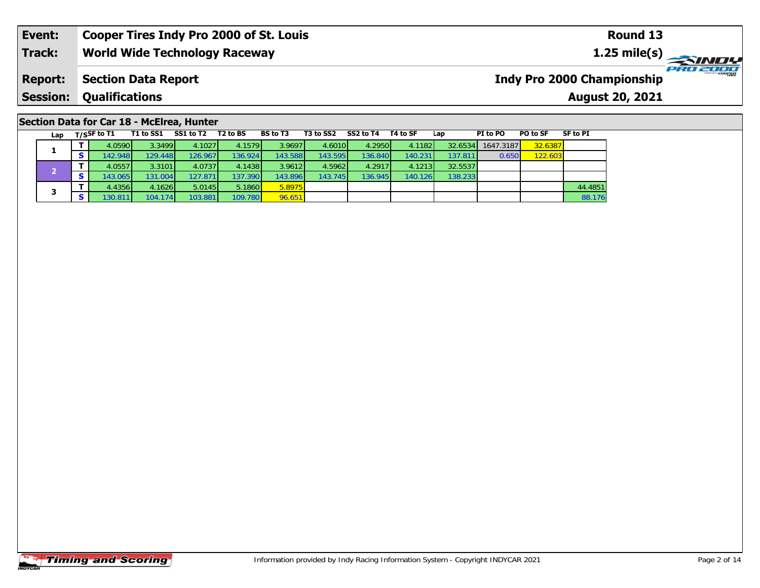| Event: | Cooper Tires Indy Pro 2000 of St. Louis | Round 13 |
|---|---|---|
| Track: | World Wide Technology Raceway | 1.25 mile(s) |
| Report: | Section Data Report | Indy Pro 2000 Championship |
| Session: | Qualifications | August 20, 2021 |

## Section Data for Car 18 - McElrea, Hunter

| Lap | T/S | SF to T1 | T1 to SS1 | SS1 to T2 | T2 to BS | BS to T3 | T3 to SS2 | SS2 to T4 | T4 to SF | Lap | PI to PO | PO to SF | SF to PI |
|---|---|---|---|---|---|---|---|---|---|---|---|---|---|
| 1 | T | 4.0590 | 3.3499 | 4.1027 | 4.1579 | 3.9697 | 4.6010 | 4.2950 | 4.1182 | 32.6534 | 1647.3187 | 32.6387 | |
| | S | 142.948 | 129.448 | 126.967 | 136.924 | 143.588 | 143.595 | 136.840 | 140.231 | 137.811 | 0.650 | 122.603 | |
| 2 | T | 4.0557 | 3.3101 | 4.0737 | 4.1438 | 3.9612 | 4.5962 | 4.2917 | 4.1213 | 32.5537 | | | |
| | S | 143.065 | 131.004 | 127.871 | 137.390 | 143.896 | 143.745 | 136.945 | 140.126 | 138.233 | | | |
| 3 | T | 4.4356 | 4.1626 | 5.0145 | 5.1860 | 5.8975 | | | | | | | 44.4851 |
| | S | 130.811 | 104.174 | 103.881 | 109.780 | 96.651 | | | | | | | 88.176 |

Information provided by Indy Racing Information System - Copyright INDYCAR 2021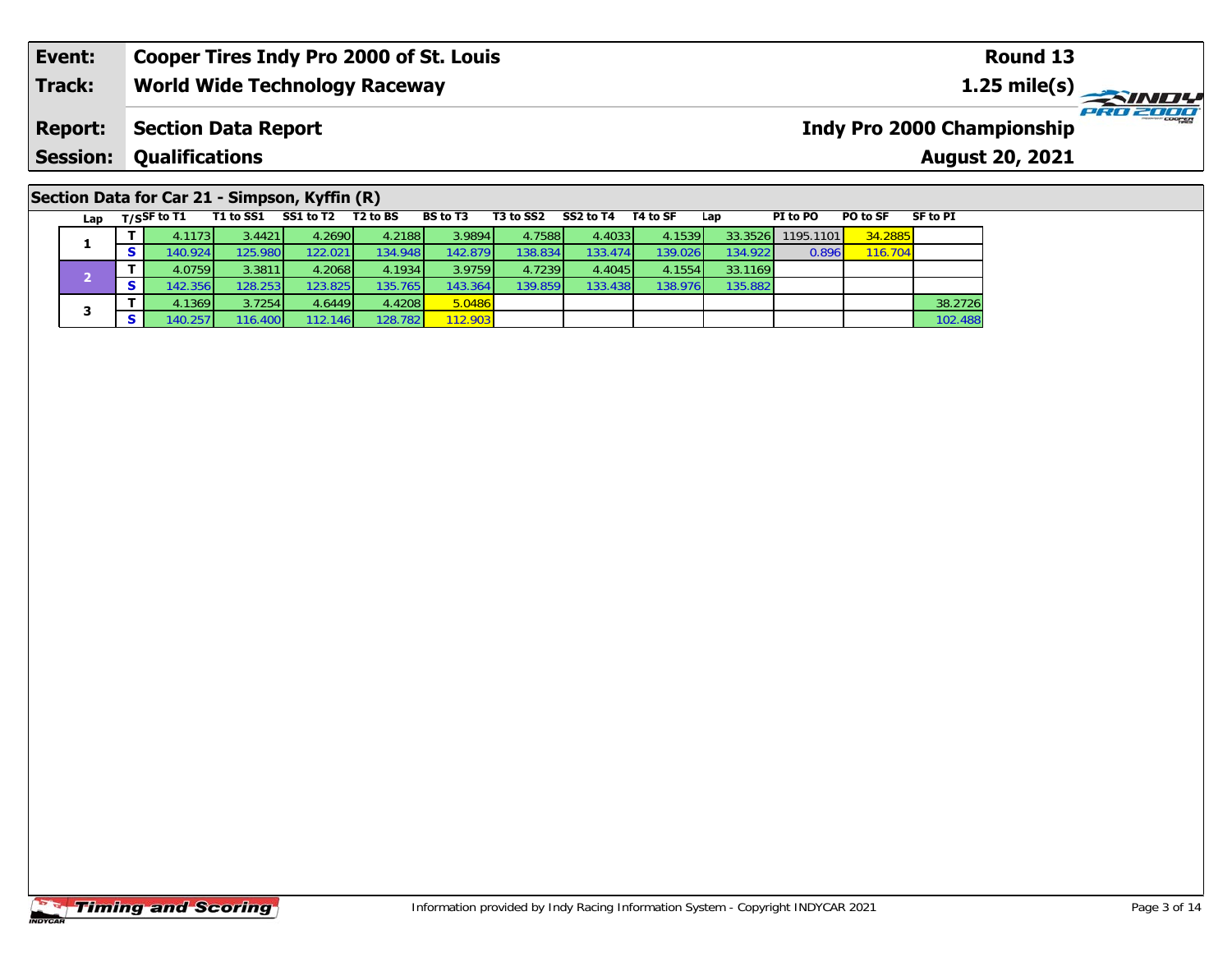| Event: | Cooper Tires Indy Pro 2000 of St. Louis | Round 13 |
|---|---|---|
| Track: | World Wide Technology Raceway | 1.25 mile(s) |
| Report: | Section Data Report | Indy Pro 2000 Championship |
| Session: | Qualifications | August 20, 2021 |

## Section Data for Car 21 - Simpson, Kyffin (R)

| Lap | T/S | SF to T1 | T1 to SS1 | SS1 to T2 | T2 to BS | BS to T3 | T3 to SS2 | SS2 to T4 | T4 to SF | Lap | PI to PO | PO to SF | SF to PI |
|---|---|---|---|---|---|---|---|---|---|---|---|---|---|
| 1 | T | 4.1173 | 3.4421 | 4.2690 | 4.2188 | 3.9894 | 4.7588 | 4.4033 | 4.1539 | 33.3526 | 1195.1101 | 34.2885 | |
| | S | 140.924 | 125.980 | 122.021 | 134.948 | 142.879 | 138.834 | 133.474 | 139.026 | 134.922 | 0.896 | 116.704 | |
| 2 | T | 4.0759 | 3.3811 | 4.2068 | 4.1934 | 3.9759 | 4.7239 | 4.4045 | 4.1554 | 33.1169 | | | |
| | S | 142.356 | 128.253 | 123.825 | 135.765 | 143.364 | 139.859 | 133.438 | 138.976 | 135.882 | | | |
| 3 | T | 4.1369 | 3.7254 | 4.6449 | 4.4208 | 5.0486 | | | | | | | 38.2726 |
| | S | 140.257 | 116.400 | 112.146 | 128.782 | 112.903 | | | | | | | 102.488 |

Information provided by Indy Racing Information System - Copyright INDYCAR 2021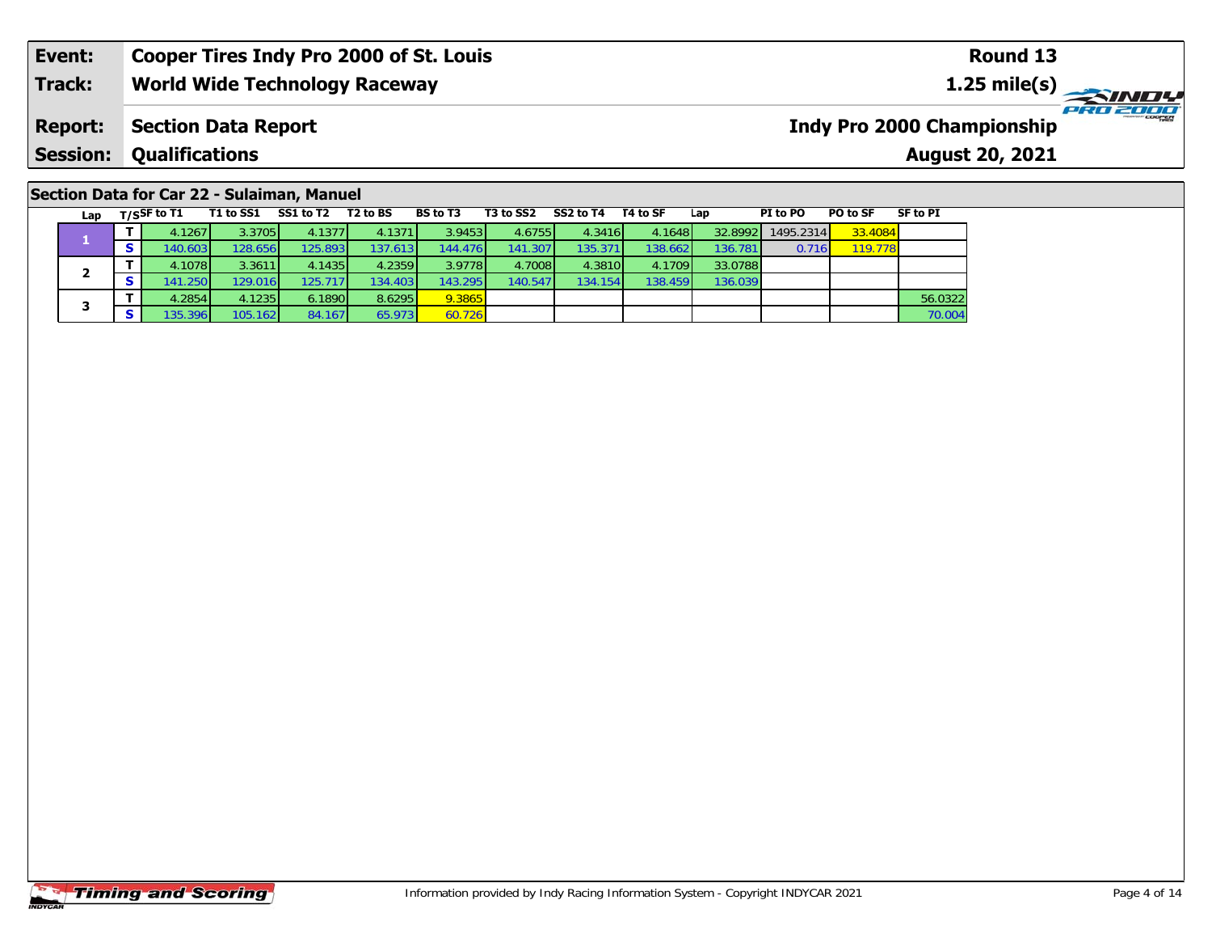| Event: | Cooper Tires Indy Pro 2000 of St. Louis | Round 13 |
|---|---|---|
| Track: | World Wide Technology Raceway | 1.25 mile(s) |
| Report: | Section Data Report | Indy Pro 2000 Championship |
| Session: | Qualifications | August 20, 2021 |

## Section Data for Car 22 - Sulaiman, Manuel

| Lap | T/S | SF to T1 | T1 to SS1 | SS1 to T2 | T2 to BS | BS to T3 | T3 to SS2 | SS2 to T4 | T4 to SF | Lap | PI to PO | PO to SF | SF to PI |
|---|---|---|---|---|---|---|---|---|---|---|---|---|---|
| 1 | T | 4.1267 | 3.3705 | 4.1377 | 4.1371 | 3.9453 | 4.6755 | 4.3416 | 4.1648 | 32.8992 | 1495.2314 | 33.4084 | |
| | S | 140.603 | 128.656 | 125.893 | 137.613 | 144.476 | 141.307 | 135.371 | 138.662 | 136.781 | 0.716 | 119.778 | |
| 2 | T | 4.1078 | 3.3611 | 4.1435 | 4.2359 | 3.9778 | 4.7008 | 4.3810 | 4.1709 | 33.0788 | | | |
| | S | 141.250 | 129.016 | 125.717 | 134.403 | 143.295 | 140.547 | 134.154 | 138.459 | 136.039 | | | |
| 3 | T | 4.2854 | 4.1235 | 6.1890 | 8.6295 | 9.3865 | | | | | | | 56.0322 |
| | S | 135.396 | 105.162 | 84.167 | 65.973 | 60.726 | | | | | | | 70.004 |

Information provided by Indy Racing Information System - Copyright INDYCAR 2021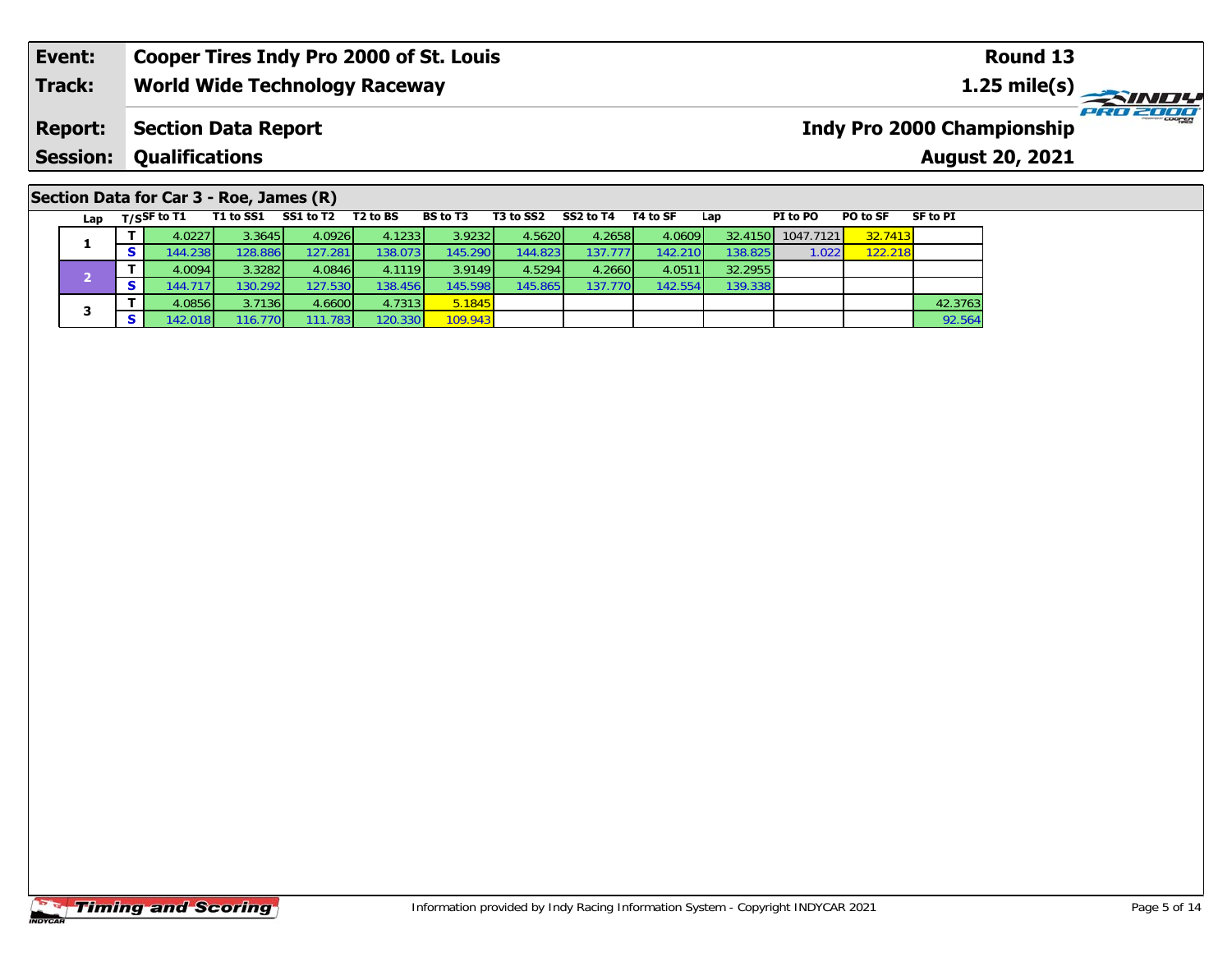| Event: | Cooper Tires Indy Pro 2000 of St. Louis | Round 13 |
|---|---|---|
| Track: | World Wide Technology Raceway | 1.25 mile(s) |
| Report: | Section Data Report | Indy Pro 2000 Championship |
| Session: | Qualifications | August 20, 2021 |

## Section Data for Car 3 - Roe, James (R)

| Lap | T/S | SF to T1 | T1 to SS1 | SS1 to T2 | T2 to BS | BS to T3 | T3 to SS2 | SS2 to T4 | T4 to SF | Lap | PI to PO | PO to SF | SF to PI |
|---|---|---|---|---|---|---|---|---|---|---|---|---|---|
| 1 | T | 4.0227 | 3.3645 | 4.0926 | 4.1233 | 3.9232 | 4.5620 | 4.2658 | 4.0609 | 32.4150 | 1047.7121 | 32.7413 | |
| | S | 144.238 | 128.886 | 127.281 | 138.073 | 145.290 | 144.823 | 137.777 | 142.210 | 138.825 | 1.022 | 122.218 | |
| 2 | T | 4.0094 | 3.3282 | 4.0846 | 4.1119 | 3.9149 | 4.5294 | 4.2660 | 4.0511 | 32.2955 | | | |
| | S | 144.717 | 130.292 | 127.530 | 138.456 | 145.598 | 145.865 | 137.770 | 142.554 | 139.338 | | | |
| 3 | T | 4.0856 | 3.7136 | 4.6600 | 4.7313 | 5.1845 | | | | | | | 42.3763 |
| | S | 142.018 | 116.770 | 111.783 | 120.330 | 109.943 | | | | | | | 92.564 |

Information provided by Indy Racing Information System - Copyright INDYCAR 2021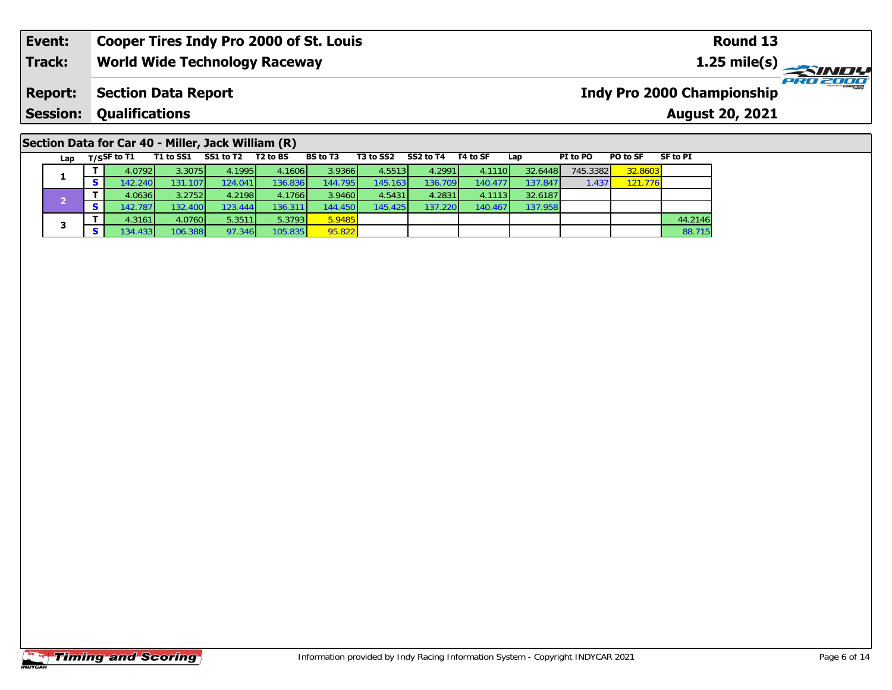| Event: | Cooper Tires Indy Pro 2000 of St. Louis | Round 13 |
|---|---|---|
| Track: | World Wide Technology Raceway | 1.25 mile(s) |
| Report: | Section Data Report | Indy Pro 2000 Championship |
| Session: | Qualifications | August 20, 2021 |

## Section Data for Car 40 - Miller, Jack William (R)

| Lap | T/S | SF to T1 | T1 to SS1 | SS1 to T2 | T2 to BS | BS to T3 | T3 to SS2 | SS2 to T4 | T4 to SF | Lap | PI to PO | PO to SF | SF to PI |
|---|---|---|---|---|---|---|---|---|---|---|---|---|---|
| 1 | T | 4.0792 | 3.3075 | 4.1995 | 4.1606 | 3.9366 | 4.5513 | 4.2991 | 4.1110 | 32.6448 | 745.3382 | 32.8603 | |
| | S | 142.240 | 131.107 | 124.041 | 136.836 | 144.795 | 145.163 | 136.709 | 140.477 | 137.847 | 1.437 | 121.776 | |
| 2 | T | 4.0636 | 3.2752 | 4.2198 | 4.1766 | 3.9460 | 4.5431 | 4.2831 | 4.1113 | 32.6187 | | | |
| | S | 142.787 | 132.400 | 123.444 | 136.311 | 144.450 | 145.425 | 137.220 | 140.467 | 137.958 | | | |
| 3 | T | 4.3161 | 4.0760 | 5.3511 | 5.3793 | 5.9485 | | | | | | | 44.2146 |
| | S | 134.433 | 106.388 | 97.346 | 105.835 | 95.822 | | | | | | | 88.715 |

Information provided by Indy Racing Information System - Copyright INDYCAR 2021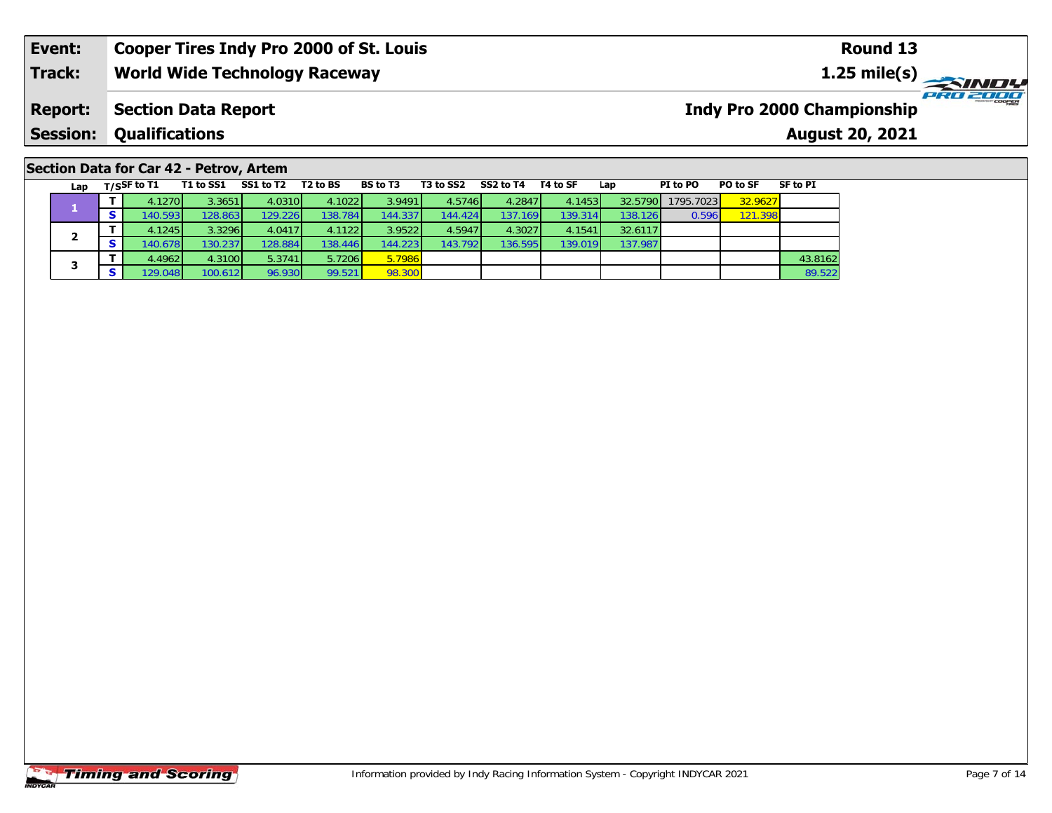| Event: | Cooper Tires Indy Pro 2000 of St. Louis | Round 13 |
|---|---|---|
| Track: | World Wide Technology Raceway | 1.25 mile(s) |
| Report: | Section Data Report | Indy Pro 2000 Championship |
| Session: | Qualifications | August 20, 2021 |

## Section Data for Car 42 - Petrov, Artem

| Lap | T/S | SF to T1 | T1 to SS1 | SS1 to T2 | T2 to BS | BS to T3 | T3 to SS2 | SS2 to T4 | T4 to SF | Lap | PI to PO | PO to SF | SF to PI |
|---|---|---|---|---|---|---|---|---|---|---|---|---|---|
| 1 | T | 4.1270 | 3.3651 | 4.0310 | 4.1022 | 3.9491 | 4.5746 | 4.2847 | 4.1453 | 32.5790 | 1795.7023 | 32.9627 | |
| | S | 140.593 | 128.863 | 129.226 | 138.784 | 144.337 | 144.424 | 137.169 | 139.314 | 138.126 | 0.596 | 121.398 | |
| 2 | T | 4.1245 | 3.3296 | 4.0417 | 4.1122 | 3.9522 | 4.5947 | 4.3027 | 4.1541 | 32.6117 | | | |
| | S | 140.678 | 130.237 | 128.884 | 138.446 | 144.223 | 143.792 | 136.595 | 139.019 | 137.987 | | | |
| 3 | T | 4.4962 | 4.3100 | 5.3741 | 5.7206 | 5.7986 | | | | | | | 43.8162 |
| | S | 129.048 | 100.612 | 96.930 | 99.521 | 98.300 | | | | | | | 89.522 |

Information provided by Indy Racing Information System - Copyright INDYCAR 2021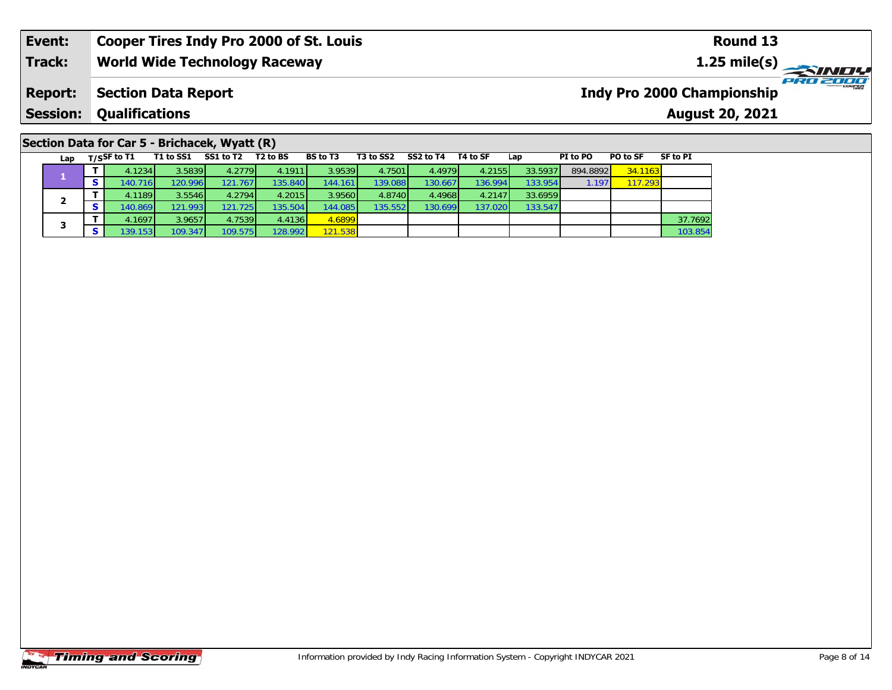| Event: | Cooper Tires Indy Pro 2000 of St. Louis | Round 13 |
|---|---|---|
| Track: | World Wide Technology Raceway | 1.25 mile(s) |
| Report: | Section Data Report | Indy Pro 2000 Championship |
| Session: | Qualifications | August 20, 2021 |

## Section Data for Car 5 - Brichacek, Wyatt (R)

| Lap | T/S | SF to T1 | T1 to SS1 | SS1 to T2 | T2 to BS | BS to T3 | T3 to SS2 | SS2 to T4 | T4 to SF | Lap | PI to PO | PO to SF | SF to PI |
|---|---|---|---|---|---|---|---|---|---|---|---|---|---|
| 1 | T | 4.1234 | 3.5839 | 4.2779 | 4.1911 | 3.9539 | 4.7501 | 4.4979 | 4.2155 | 33.5937 | 894.8892 | 34.1163 | |
| | S | 140.716 | 120.996 | 121.767 | 135.840 | 144.161 | 139.088 | 130.667 | 136.994 | 133.954 | 1.197 | 117.293 | |
| 2 | T | 4.1189 | 3.5546 | 4.2794 | 4.2015 | 3.9560 | 4.8740 | 4.4968 | 4.2147 | 33.6959 | | | |
| | S | 140.869 | 121.993 | 121.725 | 135.504 | 144.085 | 135.552 | 130.699 | 137.020 | 133.547 | | | |
| 3 | T | 4.1697 | 3.9657 | 4.7539 | 4.4136 | 4.6899 | | | | | | | 37.7692 |
| | S | 139.153 | 109.347 | 109.575 | 128.992 | 121.538 | | | | | | | 103.854 |

Information provided by Indy Racing Information System - Copyright INDYCAR 2021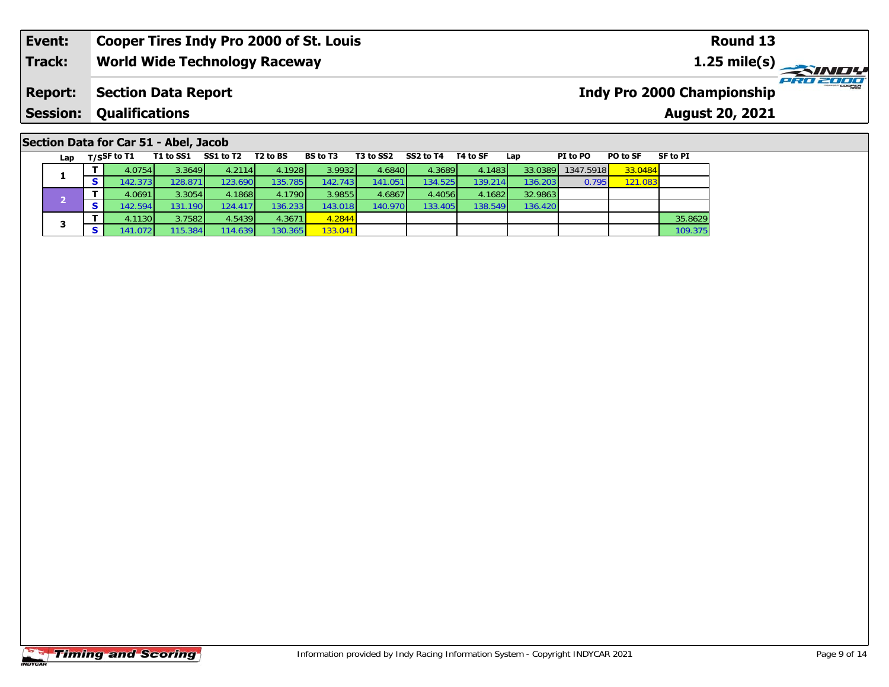| Event: | Cooper Tires Indy Pro 2000 of St. Louis | Round 13 |
|---|---|---|
| Track: | World Wide Technology Raceway | 1.25 mile(s) |
| Report: | Section Data Report | Indy Pro 2000 Championship |
| Session: | Qualifications | August 20, 2021 |

## Section Data for Car 51 - Abel, Jacob

| Lap | T/S | SF to T1 | T1 to SS1 | SS1 to T2 | T2 to BS | BS to T3 | T3 to SS2 | SS2 to T4 | T4 to SF | Lap | PI to PO | PO to SF | SF to PI |
|---|---|---|---|---|---|---|---|---|---|---|---|---|---|
| 1 | T | 4.0754 | 3.3649 | 4.2114 | 4.1928 | 3.9932 | 4.6840 | 4.3689 | 4.1483 | 33.0389 | 1347.5918 | 33.0484 | |
| | S | 142.373 | 128.871 | 123.690 | 135.785 | 142.743 | 141.051 | 134.525 | 139.214 | 136.203 | 0.795 | 121.083 | |
| 2 | T | 4.0691 | 3.3054 | 4.1868 | 4.1790 | 3.9855 | 4.6867 | 4.4056 | 4.1682 | 32.9863 | | | |
| | S | 142.594 | 131.190 | 124.417 | 136.233 | 143.018 | 140.970 | 133.405 | 138.549 | 136.420 | | | |
| 3 | T | 4.1130 | 3.7582 | 4.5439 | 4.3671 | 4.2844 | | | | | | | 35.8629 |
| | S | 141.072 | 115.384 | 114.639 | 130.365 | 133.041 | | | | | | | 109.375 |

Information provided by Indy Racing Information System - Copyright INDYCAR 2021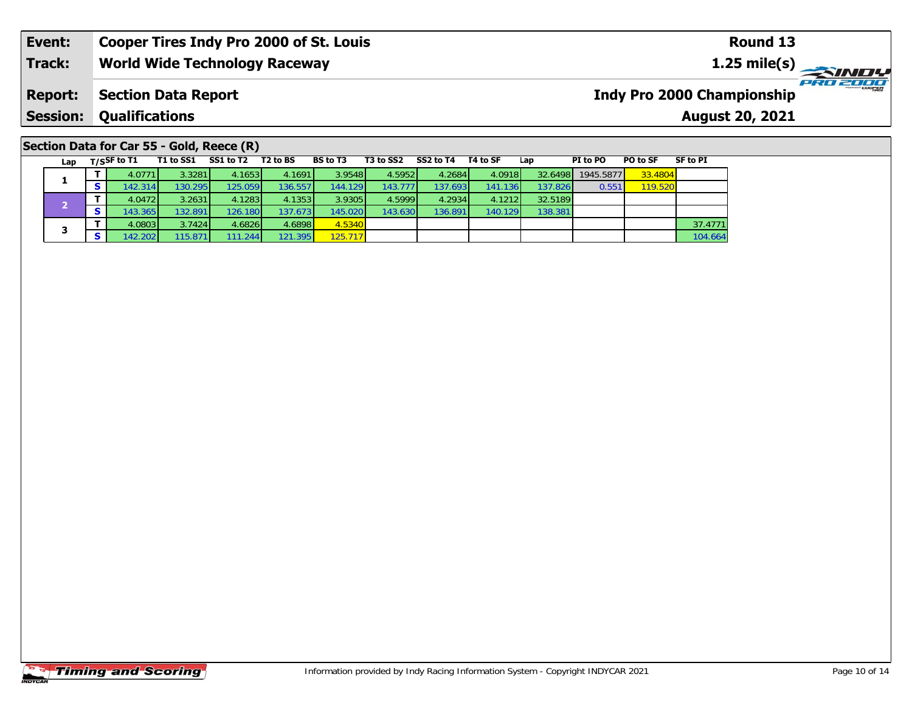| Event: | Cooper Tires Indy Pro 2000 of St. Louis | Round 13 |
|---|---|---|
| Track: | World Wide Technology Raceway | 1.25 mile(s) |
| Report: | Section Data Report | Indy Pro 2000 Championship |
| Session: | Qualifications | August 20, 2021 |

## Section Data for Car 55 - Gold, Reece (R)

| Lap | T/S | SF to T1 | T1 to SS1 | SS1 to T2 | T2 to BS | BS to T3 | T3 to SS2 | SS2 to T4 | T4 to SF | Lap | PI to PO | PO to SF | SF to PI |
|---|---|---|---|---|---|---|---|---|---|---|---|---|---|
| 1 | T | 4.0771 | 3.3281 | 4.1653 | 4.1691 | 3.9548 | 4.5952 | 4.2684 | 4.0918 | 32.6498 | 1945.5877 | 33.4804 | |
| | S | 142.314 | 130.295 | 125.059 | 136.557 | 144.129 | 143.777 | 137.693 | 141.136 | 137.826 | 0.551 | 119.520 | |
| 2 | T | 4.0472 | 3.2631 | 4.1283 | 4.1353 | 3.9305 | 4.5999 | 4.2934 | 4.1212 | 32.5189 | | | |
| | S | 143.365 | 132.891 | 126.180 | 137.673 | 145.020 | 143.630 | 136.891 | 140.129 | 138.381 | | | |
| 3 | T | 4.0803 | 3.7424 | 4.6826 | 4.6898 | 4.5340 | | | | | | | 37.4771 |
| | S | 142.202 | 115.871 | 111.244 | 121.395 | 125.717 | | | | | | | 104.664 |

Information provided by Indy Racing Information System - Copyright INDYCAR 2021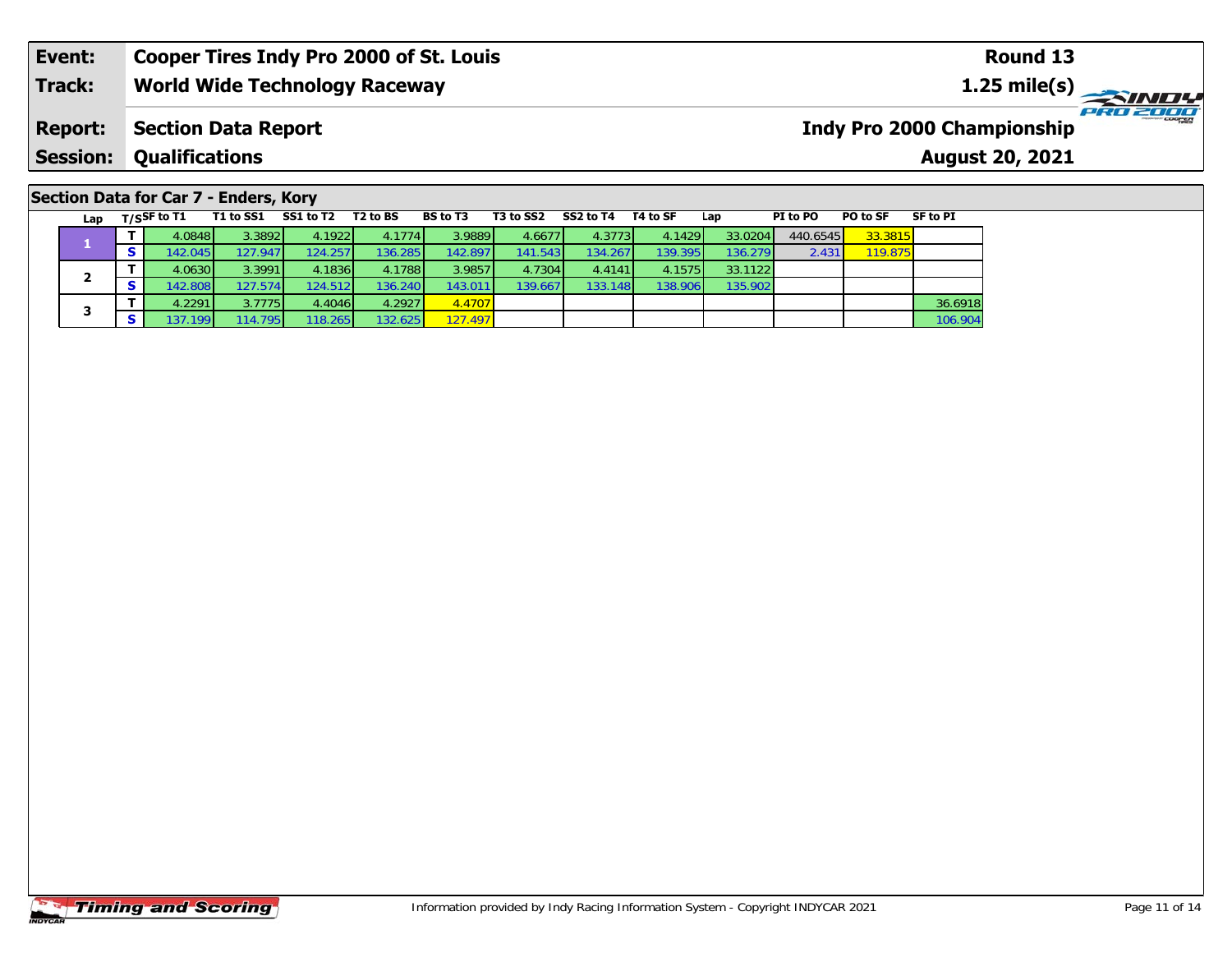| Event: | Cooper Tires Indy Pro 2000 of St. Louis | Round 13 |
|---|---|---|
| Track: | World Wide Technology Raceway | 1.25 mile(s) |
| Report: | Section Data Report | Indy Pro 2000 Championship |
| Session: | Qualifications | August 20, 2021 |

## Section Data for Car 7 - Enders, Kory

| Lap | T/S | SF to T1 | T1 to SS1 | SS1 to T2 | T2 to BS | BS to T3 | T3 to SS2 | SS2 to T4 | T4 to SF | Lap | PI to PO | PO to SF | SF to PI |
|---|---|---|---|---|---|---|---|---|---|---|---|---|---|
| 1 | T | 4.0848 | 3.3892 | 4.1922 | 4.1774 | 3.9889 | 4.6677 | 4.3773 | 4.1429 | 33.0204 | 440.6545 | 33.3815 | |
| | S | 142.045 | 127.947 | 124.257 | 136.285 | 142.897 | 141.543 | 134.267 | 139.395 | 136.279 | 2.431 | 119.875 | |
| 2 | T | 4.0630 | 3.3991 | 4.1836 | 4.1788 | 3.9857 | 4.7304 | 4.4141 | 4.1575 | 33.1122 | | | |
| | S | 142.808 | 127.574 | 124.512 | 136.240 | 143.011 | 139.667 | 133.148 | 138.906 | 135.902 | | | |
| 3 | T | 4.2291 | 3.7775 | 4.4046 | 4.2927 | 4.4707 | | | | | | | 36.6918 |
| | S | 137.199 | 114.795 | 118.265 | 132.625 | 127.497 | | | | | | | 106.904 |

Information provided by Indy Racing Information System - Copyright INDYCAR 2021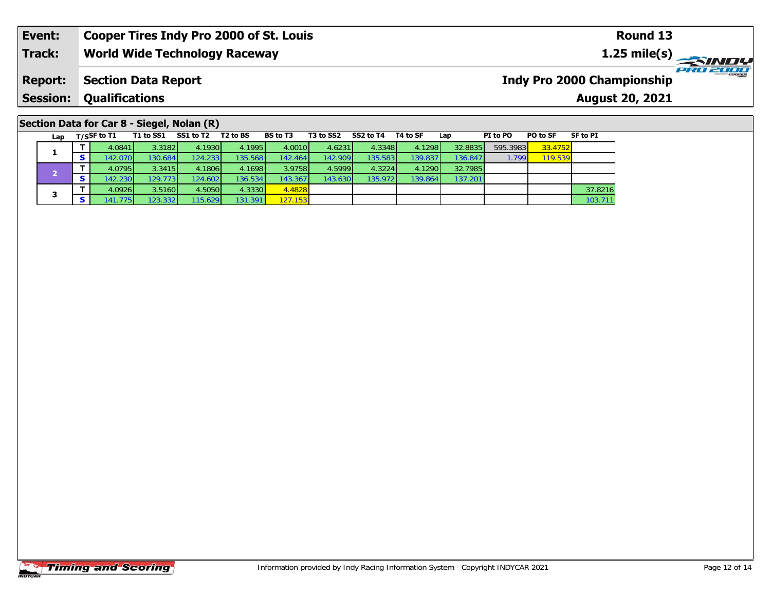| Event: | Cooper Tires Indy Pro 2000 of St. Louis | Round 13 |
|---|---|---|
| Track: | World Wide Technology Raceway | 1.25 mile(s) |
| Report: | Section Data Report | Indy Pro 2000 Championship |
| Session: | Qualifications | August 20, 2021 |

## Section Data for Car 8 - Siegel, Nolan (R)

| Lap | T/S | SF to T1 | T1 to SS1 | SS1 to T2 | T2 to BS | BS to T3 | T3 to SS2 | SS2 to T4 | T4 to SF | Lap | PI to PO | PO to SF | SF to PI |
|---|---|---|---|---|---|---|---|---|---|---|---|---|---|
| 1 | T | 4.0841 | 3.3182 | 4.1930 | 4.1995 | 4.0010 | 4.6231 | 4.3348 | 4.1298 | 32.8835 | 595.3983 | 33.4752 | |
| | S | 142.070 | 130.684 | 124.233 | 135.568 | 142.464 | 142.909 | 135.583 | 139.837 | 136.847 | 1.799 | 119.539 | |
| 2 | T | 4.0795 | 3.3415 | 4.1806 | 4.1698 | 3.9758 | 4.5999 | 4.3224 | 4.1290 | 32.7985 | | | |
| | S | 142.230 | 129.773 | 124.602 | 136.534 | 143.367 | 143.630 | 135.972 | 139.864 | 137.201 | | | |
| 3 | T | 4.0926 | 3.5160 | 4.5050 | 4.3330 | 4.4828 | | | | | | | 37.8216 |
| | S | 141.775 | 123.332 | 115.629 | 131.391 | 127.153 | | | | | | | 103.711 |

Information provided by Indy Racing Information System - Copyright INDYCAR 2021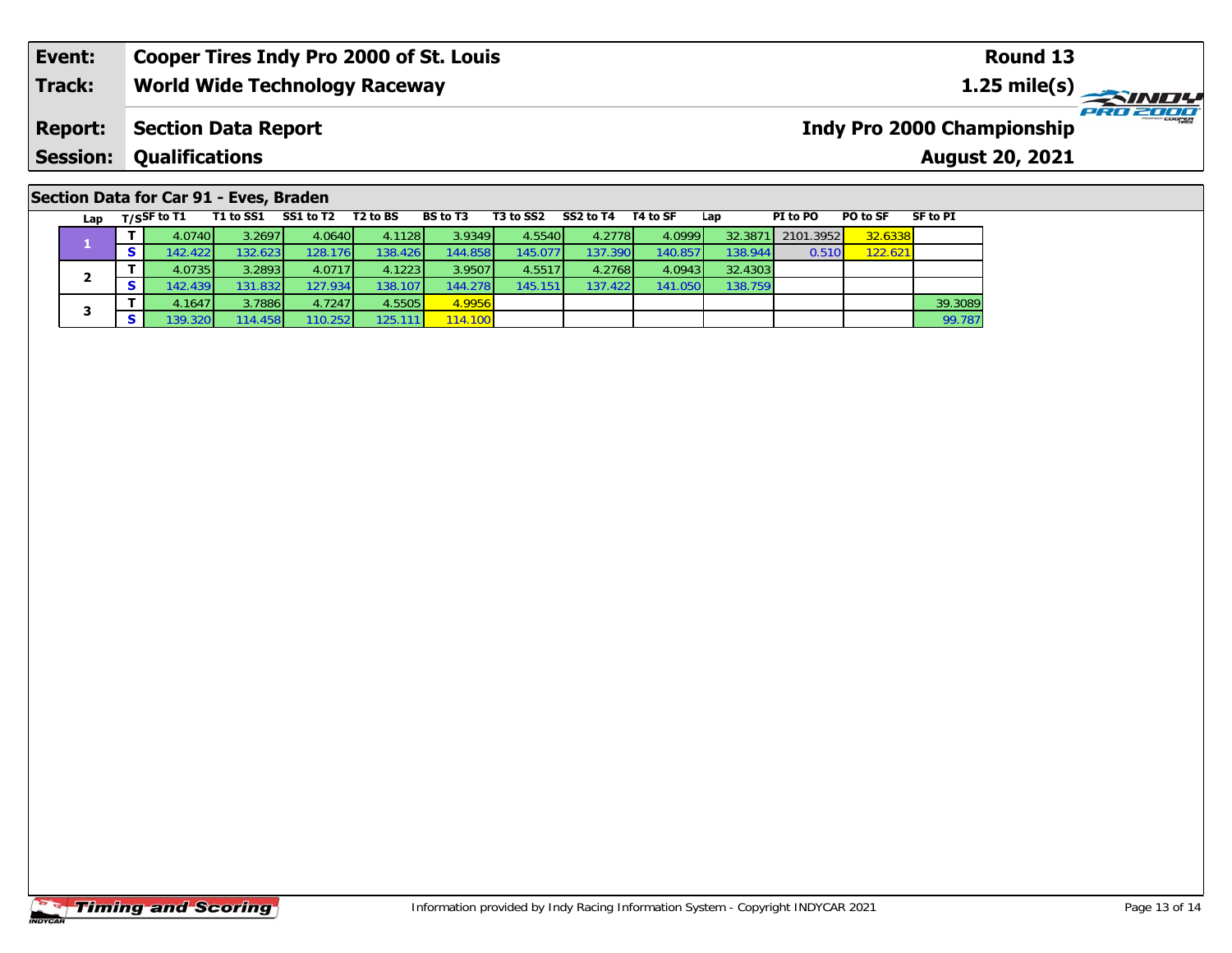| Event: | Cooper Tires Indy Pro 2000 of St. Louis | Round 13 |
|---|---|---|
| Track: | World Wide Technology Raceway | 1.25 mile(s) |
| Report: | Section Data Report | Indy Pro 2000 Championship |
| Session: | Qualifications | August 20, 2021 |

## Section Data for Car 91 - Eves, Braden

| Lap | T/S | SF to T1 | T1 to SS1 | SS1 to T2 | T2 to BS | BS to T3 | T3 to SS2 | SS2 to T4 | T4 to SF | Lap | PI to PO | PO to SF | SF to PI |
|---|---|---|---|---|---|---|---|---|---|---|---|---|---|
| 1 | T | 4.0740 | 3.2697 | 4.0640 | 4.1128 | 3.9349 | 4.5540 | 4.2778 | 4.0999 | 32.3871 | 2101.3952 | 32.6338 | |
| | S | 142.422 | 132.623 | 128.176 | 138.426 | 144.858 | 145.077 | 137.390 | 140.857 | 138.944 | 0.510 | 122.621 | |
| 2 | T | 4.0735 | 3.2893 | 4.0717 | 4.1223 | 3.9507 | 4.5517 | 4.2768 | 4.0943 | 32.4303 | | | |
| | S | 142.439 | 131.832 | 127.934 | 138.107 | 144.278 | 145.151 | 137.422 | 141.050 | 138.759 | | | |
| 3 | T | 4.1647 | 3.7886 | 4.7247 | 4.5505 | 4.9956 | | | | | | | 39.3089 |
| | S | 139.320 | 114.458 | 110.252 | 125.111 | 114.100 | | | | | | | 99.787 |

Information provided by Indy Racing Information System - Copyright INDYCAR 2021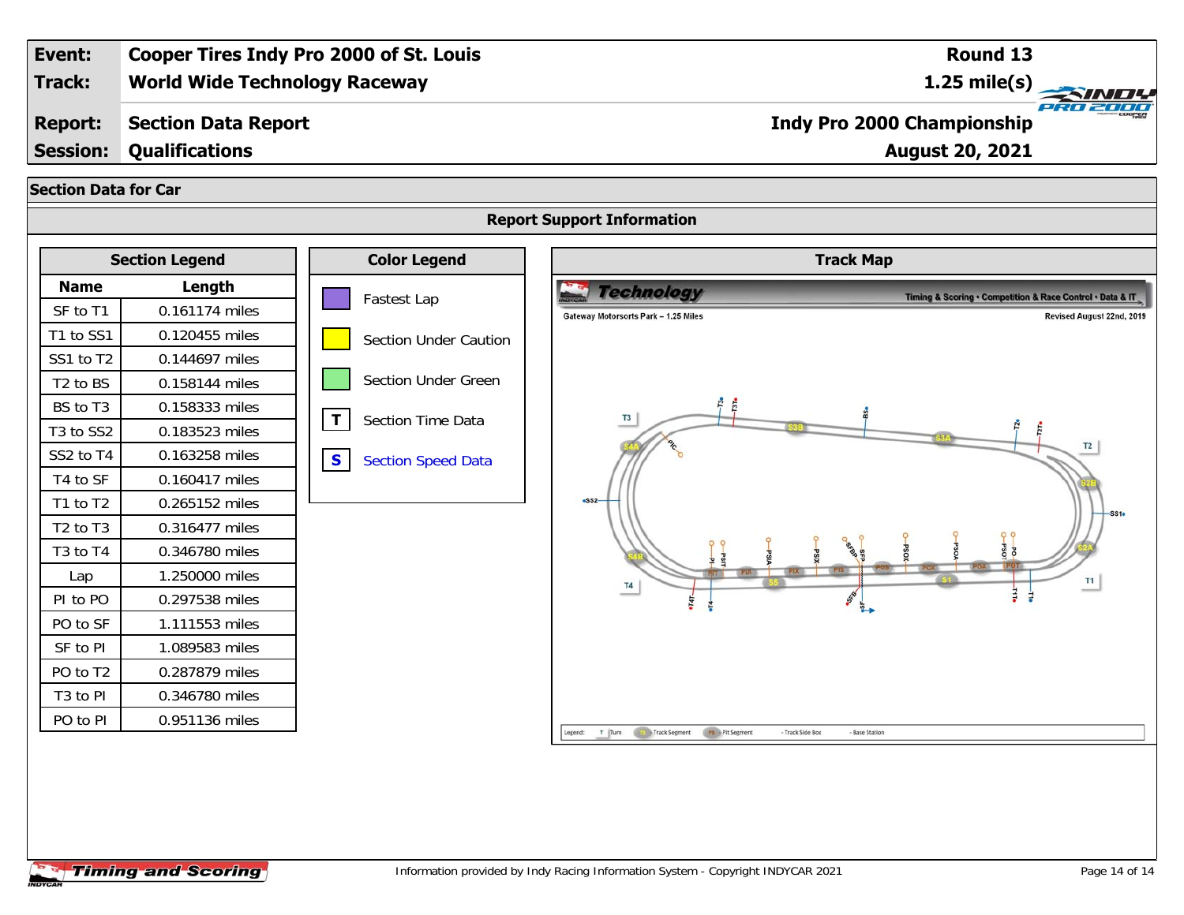| | | | |
|---|---|---|---|
| **Event:** | **Cooper Tires Indy Pro 2000 of St. Louis** | **Round 13** | |
| **Track:** | **World Wide Technology Raceway** | **1.25 mile(s)** | |
| **Report:** | **Section Data Report** | **Indy Pro 2000 Championship** | |
| **Session:** | **Qualifications** | **August 20, 2021** | |

## Section Data for Car

### Report Support Information

**Section Legend**

| Name | Length |
|---|---|
| SF to T1 | 0.161174 miles |
| T1 to SS1 | 0.120455 miles |
| SS1 to T2 | 0.144697 miles |
| T2 to BS | 0.158144 miles |
| BS to T3 | 0.158333 miles |
| T3 to SS2 | 0.183523 miles |
| SS2 to T4 | 0.163258 miles |
| T4 to SF | 0.160417 miles |
| T1 to T2 | 0.265152 miles |
| T2 to T3 | 0.316477 miles |
| T3 to T4 | 0.346780 miles |
| Lap | 1.250000 miles |
| PI to PO | 0.297538 miles |
| PO to SF | 1.111553 miles |
| SF to PI | 1.089583 miles |
| PO to T2 | 0.287879 miles |
| T3 to PI | 0.346780 miles |
| PO to PI | 0.951136 miles |

**Color Legend**

- Fastest Lap
- Section Under Caution
- Section Under Green
- T — Section Time Data
- S — Section Speed Data

**Track Map**

Technology

Timing & Scoring • Competition & Race Control • Data & IT

Gateway Motorsports Park – 1.25 Miles

Revised August 22nd, 2019

T1 T2 T3 T4 S1 S2A S2B S3A S3B S4A S4B S5 SS1 SS2 BS SF PI PO PIC PIT POT POS POX POA PIX PIS PSA PSX PSOX PSOA PSOT PSIT SFP SFB SFSP T1T T2T T3T T4T

Legend: T Turn · TS Track Segment · PS Pit Segment · - Track Side Box · - Base Station

Information provided by Indy Racing Information System - Copyright INDYCAR 2021